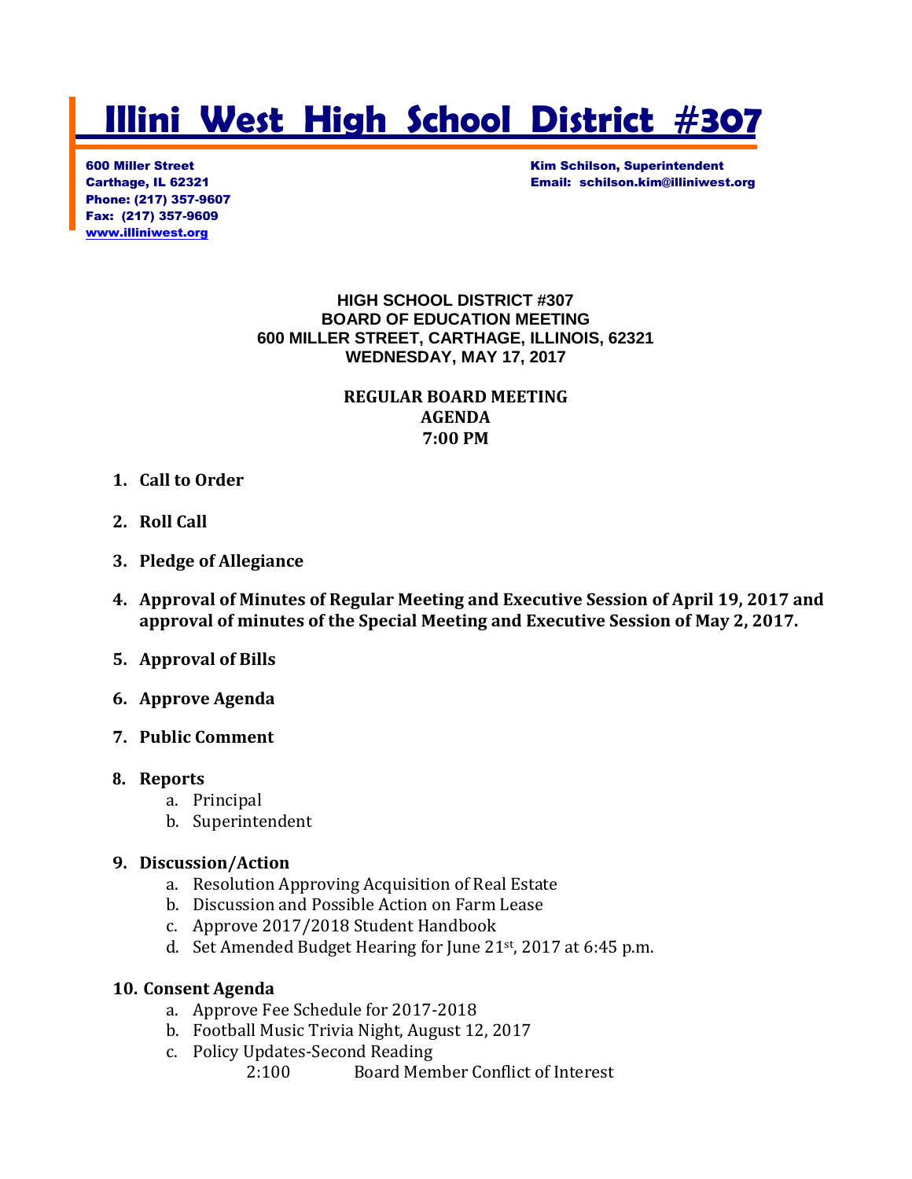# Illini West High School District #307

600 Miller Street
Carthage, IL 62321
Phone: (217) 357-9607
Fax: (217) 357-9609
www.illiniwest.org

Kim Schilson, Superintendent
Email: schilson.kim@illiniwest.org

**HIGH SCHOOL DISTRICT #307**
**BOARD OF EDUCATION MEETING**
**600 MILLER STREET, CARTHAGE, ILLINOIS, 62321**
**WEDNESDAY, MAY 17, 2017**

**REGULAR BOARD MEETING**
**AGENDA**
**7:00 PM**

1. **Call to Order**
2. **Roll Call**
3. **Pledge of Allegiance**
4. **Approval of Minutes of Regular Meeting and Executive Session of April 19, 2017 and approval of minutes of the Special Meeting and Executive Session of May 2, 2017.**
5. **Approval of Bills**
6. **Approve Agenda**
7. **Public Comment**
8. **Reports**
   a. Principal
   b. Superintendent
9. **Discussion/Action**
   a. Resolution Approving Acquisition of Real Estate
   b. Discussion and Possible Action on Farm Lease
   c. Approve 2017/2018 Student Handbook
   d. Set Amended Budget Hearing for June 21st, 2017 at 6:45 p.m.
10. **Consent Agenda**
    a. Approve Fee Schedule for 2017-2018
    b. Football Music Trivia Night, August 12, 2017
    c. Policy Updates-Second Reading
       2:100 Board Member Conflict of Interest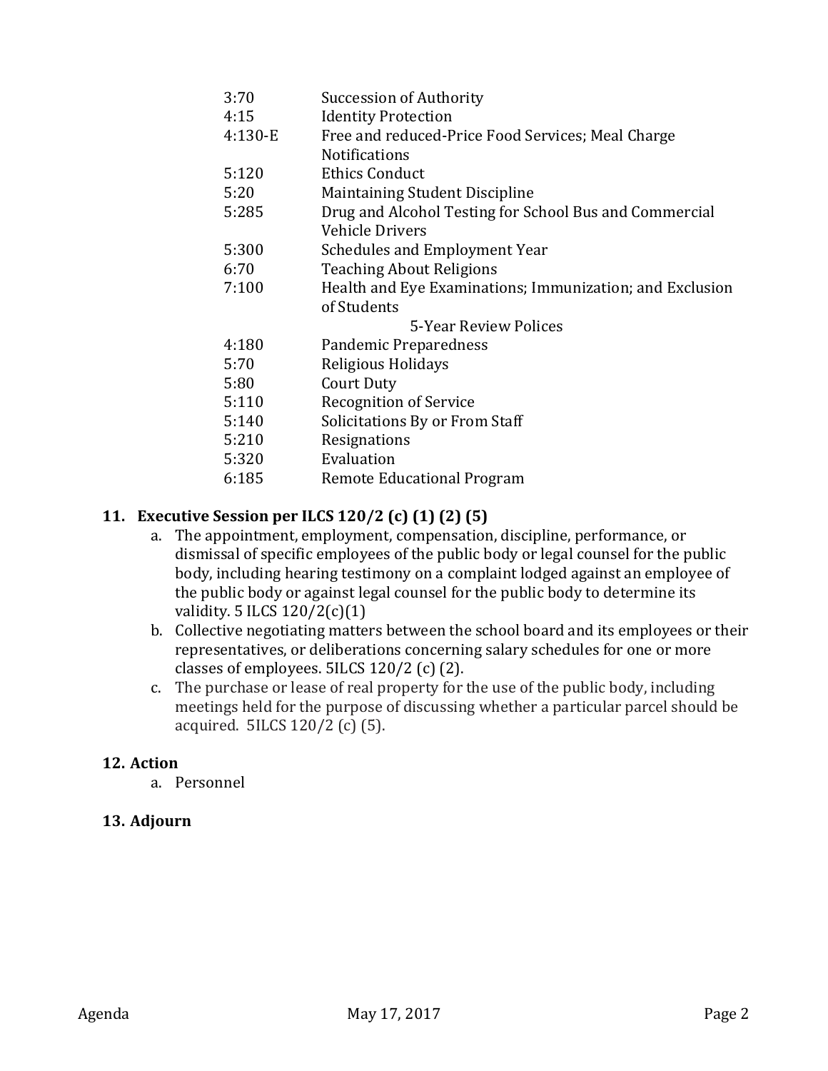| | |
|---|---|
| 3:70 | Succession of Authority |
| 4:15 | Identity Protection |
| 4:130-E | Free and reduced-Price Food Services; Meal Charge Notifications |
| 5:120 | Ethics Conduct |
| 5:20 | Maintaining Student Discipline |
| 5:285 | Drug and Alcohol Testing for School Bus and Commercial Vehicle Drivers |
| 5:300 | Schedules and Employment Year |
| 6:70 | Teaching About Religions |
| 7:100 | Health and Eye Examinations; Immunization; and Exclusion of Students |
| | 5-Year Review Polices |
| 4:180 | Pandemic Preparedness |
| 5:70 | Religious Holidays |
| 5:80 | Court Duty |
| 5:110 | Recognition of Service |
| 5:140 | Solicitations By or From Staff |
| 5:210 | Resignations |
| 5:320 | Evaluation |
| 6:185 | Remote Educational Program |

## 11. Executive Session per ILCS 120/2 (c) (1) (2) (5)

a. The appointment, employment, compensation, discipline, performance, or dismissal of specific employees of the public body or legal counsel for the public body, including hearing testimony on a complaint lodged against an employee of the public body or against legal counsel for the public body to determine its validity. 5 ILCS 120/2(c)(1)

b. Collective negotiating matters between the school board and its employees or their representatives, or deliberations concerning salary schedules for one or more classes of employees. 5ILCS 120/2 (c) (2).

c. The purchase or lease of real property for the use of the public body, including meetings held for the purpose of discussing whether a particular parcel should be acquired. 5ILCS 120/2 (c) (5).

## 12. Action

a. Personnel

## 13. Adjourn